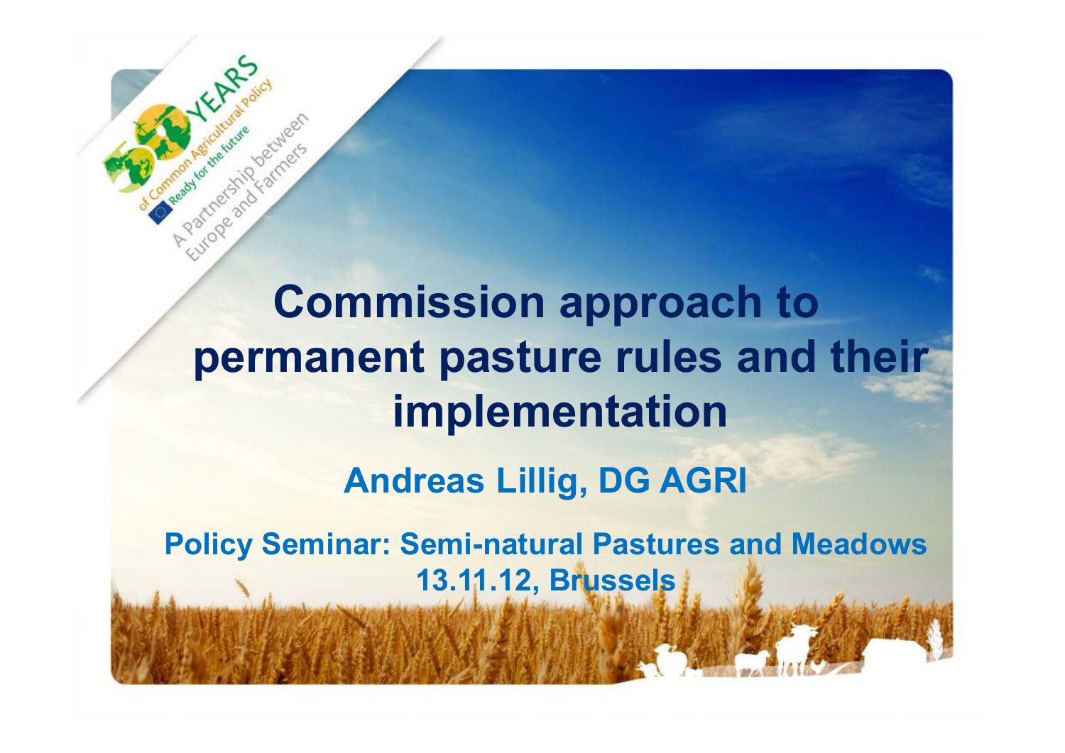# Commission approach to permanent pasture rules and their implementation

**Andreas Lillig, DG AGRI**

**Policy Seminar: Semi-natural Pastures and Meadows**
**13.11.12, Brussels**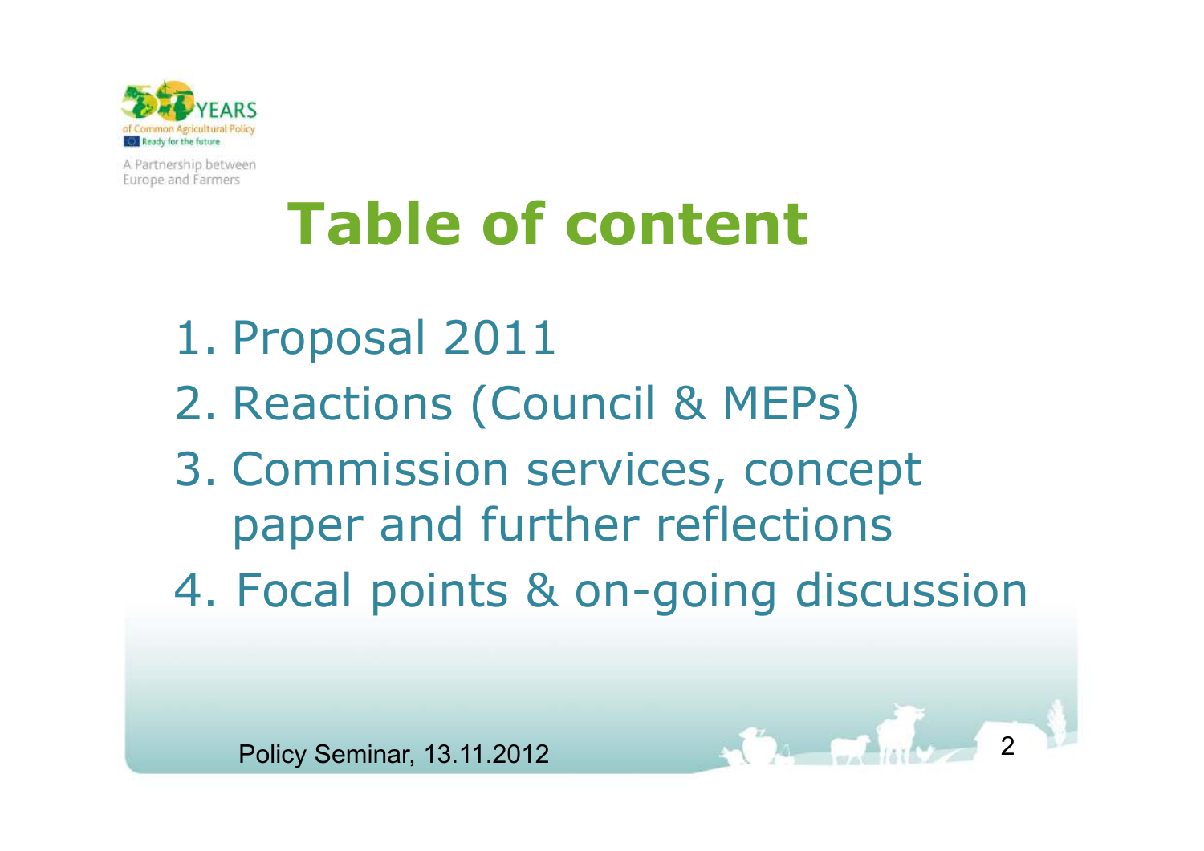# Table of content

1. Proposal 2011
2. Reactions (Council & MEPs)
3. Commission services, concept paper and further reflections
4. Focal points & on-going discussion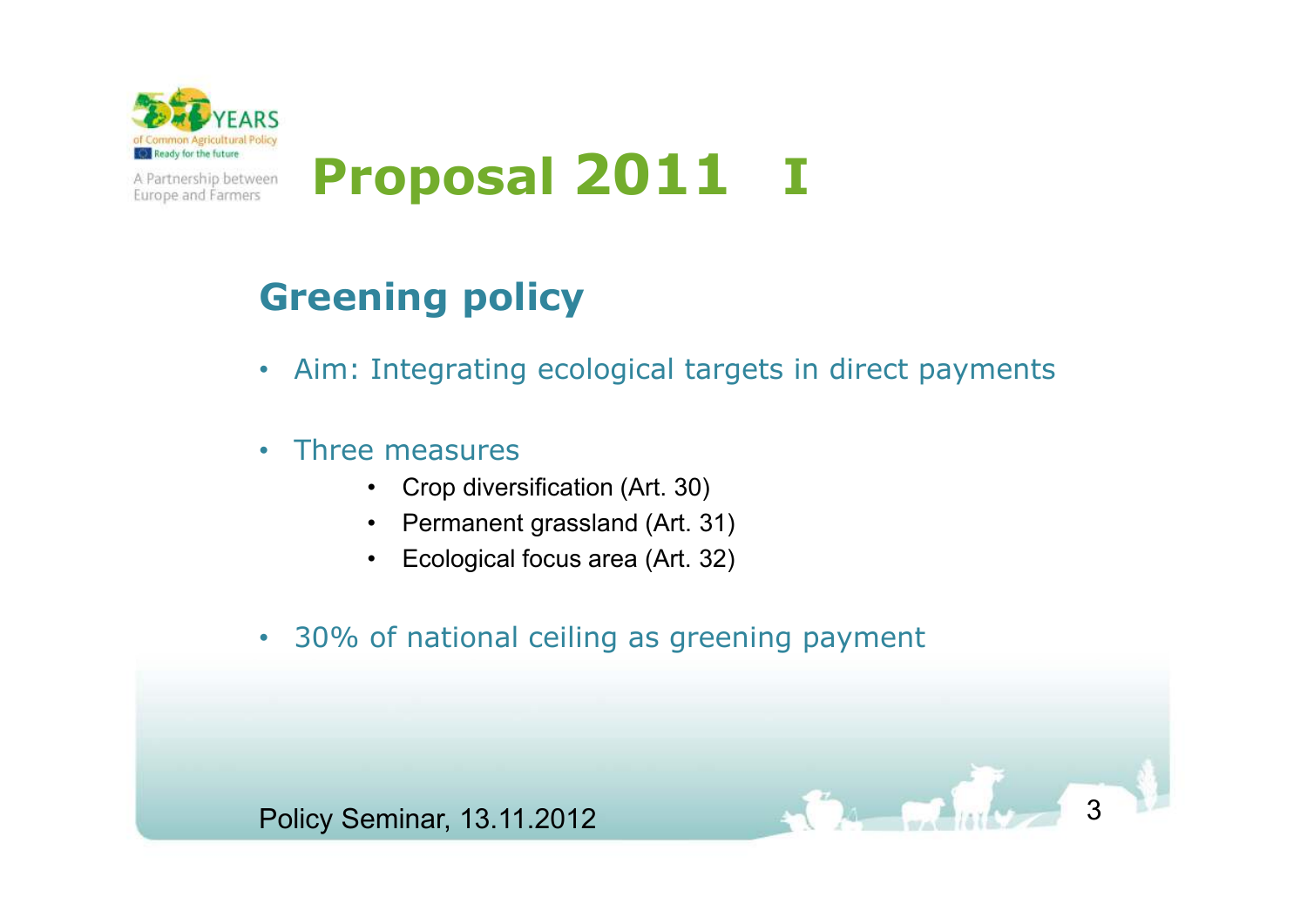# Proposal 2011 I

## Greening policy

- Aim: Integrating ecological targets in direct payments
- Three measures
  - Crop diversification (Art. 30)
  - Permanent grassland (Art. 31)
  - Ecological focus area (Art. 32)
- 30% of national ceiling as greening payment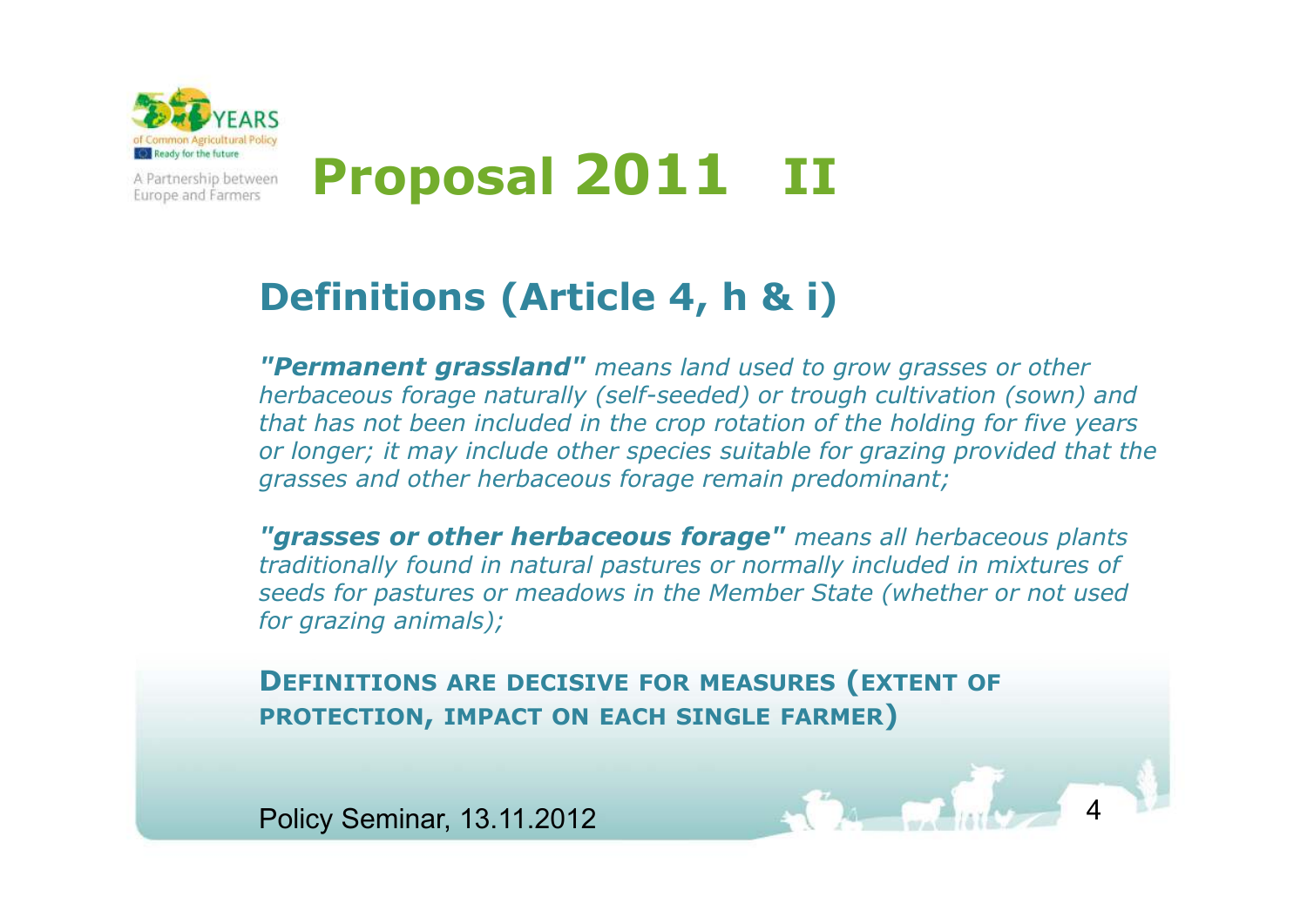# Proposal 2011 II

## Definitions (Article 4, h & i)

***"Permanent grassland"*** *means land used to grow grasses or other herbaceous forage naturally (self-seeded) or trough cultivation (sown) and that has not been included in the crop rotation of the holding for five years or longer; it may include other species suitable for grazing provided that the grasses and other herbaceous forage remain predominant;*

***"grasses or other herbaceous forage"*** *means all herbaceous plants traditionally found in natural pastures or normally included in mixtures of seeds for pastures or meadows in the Member State (whether or not used for grazing animals);*

**DEFINITIONS ARE DECISIVE FOR MEASURES (EXTENT OF PROTECTION, IMPACT ON EACH SINGLE FARMER)**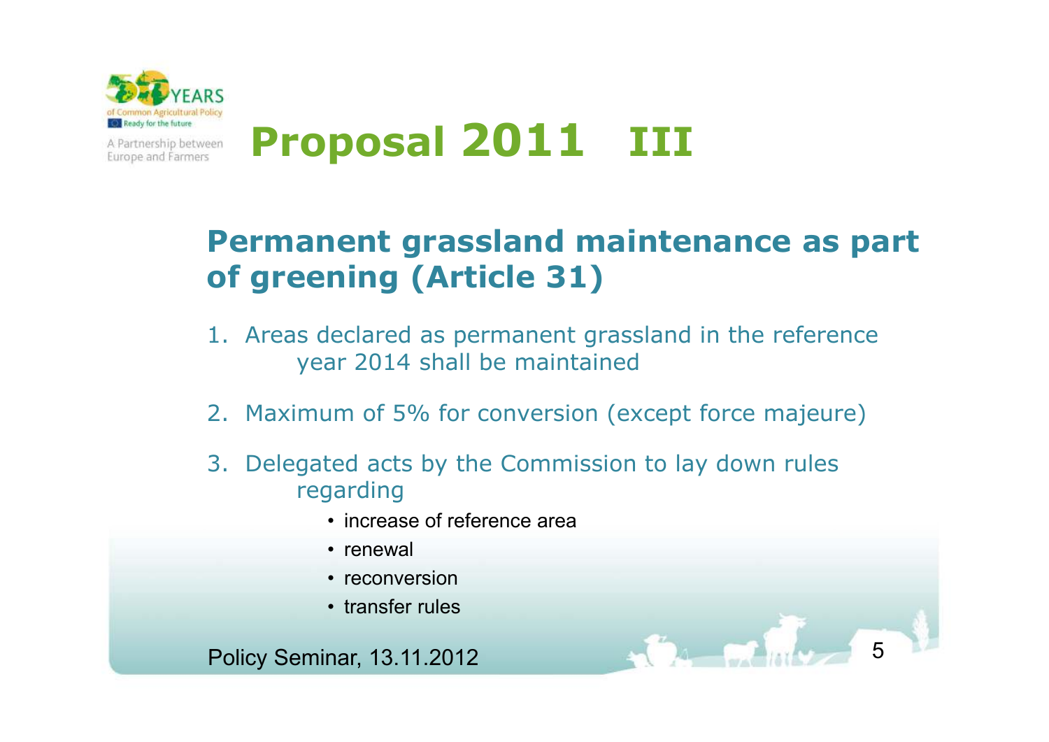# Proposal 2011 III

## Permanent grassland maintenance as part of greening (Article 31)

1. Areas declared as permanent grassland in the reference year 2014 shall be maintained
2. Maximum of 5% for conversion (except force majeure)
3. Delegated acts by the Commission to lay down rules regarding
   - increase of reference area
   - renewal
   - reconversion
   - transfer rules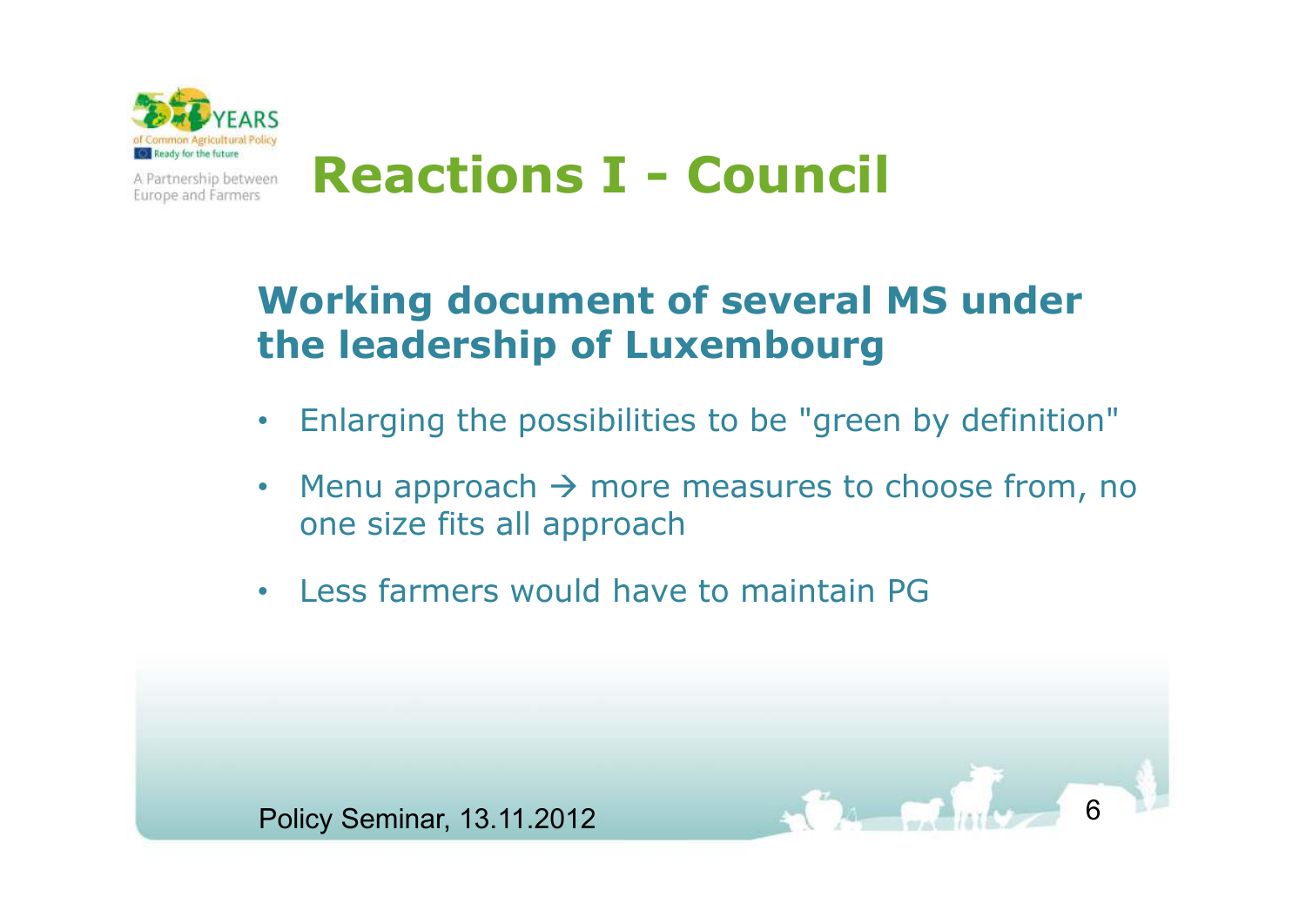# Reactions I - Council

## Working document of several MS under the leadership of Luxembourg

- Enlarging the possibilities to be "green by definition"
- Menu approach → more measures to choose from, no one size fits all approach
- Less farmers would have to maintain PG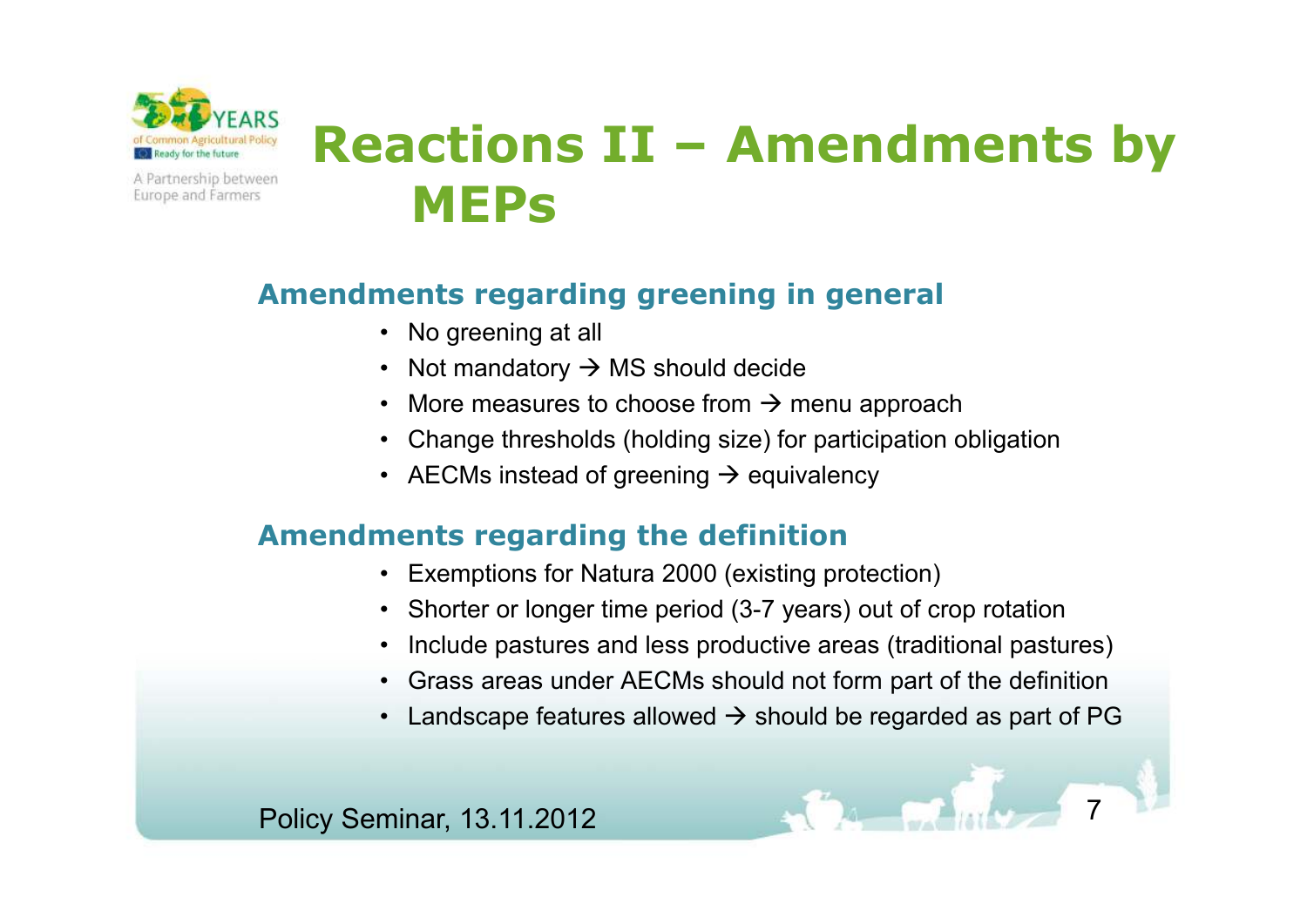# Reactions II – Amendments by MEPs

## Amendments regarding greening in general

- No greening at all
- Not mandatory → MS should decide
- More measures to choose from → menu approach
- Change thresholds (holding size) for participation obligation
- AECMs instead of greening → equivalency

## Amendments regarding the definition

- Exemptions for Natura 2000 (existing protection)
- Shorter or longer time period (3-7 years) out of crop rotation
- Include pastures and less productive areas (traditional pastures)
- Grass areas under AECMs should not form part of the definition
- Landscape features allowed → should be regarded as part of PG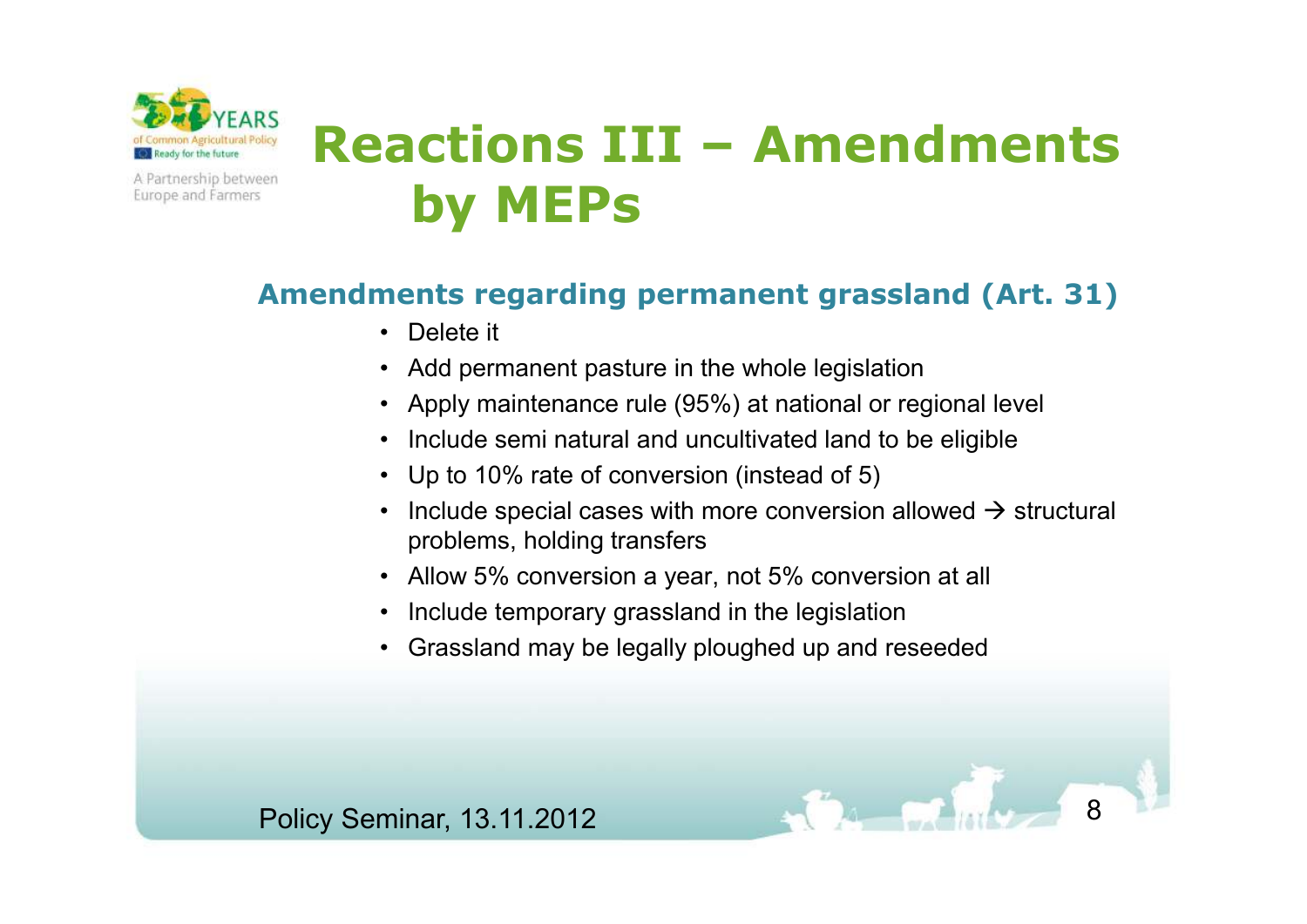# Reactions III – Amendments by MEPs

## Amendments regarding permanent grassland (Art. 31)

- Delete it
- Add permanent pasture in the whole legislation
- Apply maintenance rule (95%) at national or regional level
- Include semi natural and uncultivated land to be eligible
- Up to 10% rate of conversion (instead of 5)
- Include special cases with more conversion allowed → structural problems, holding transfers
- Allow 5% conversion a year, not 5% conversion at all
- Include temporary grassland in the legislation
- Grassland may be legally ploughed up and reseeded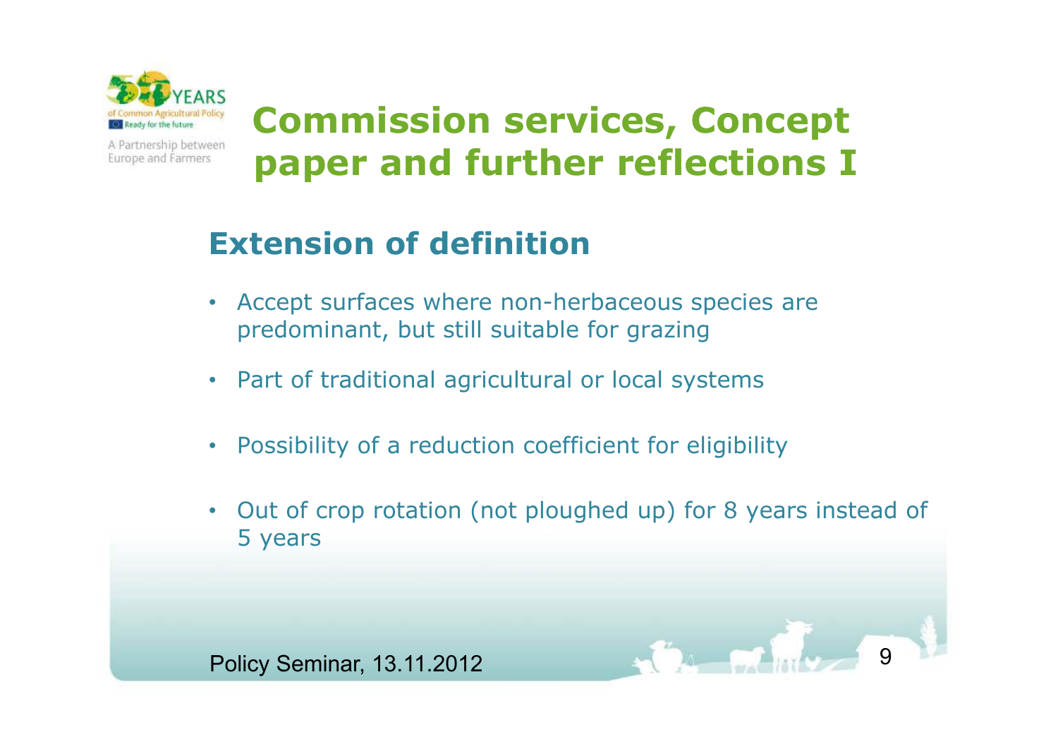# Commission services, Concept paper and further reflections I

## Extension of definition

- Accept surfaces where non-herbaceous species are predominant, but still suitable for grazing
- Part of traditional agricultural or local systems
- Possibility of a reduction coefficient for eligibility
- Out of crop rotation (not ploughed up) for 8 years instead of 5 years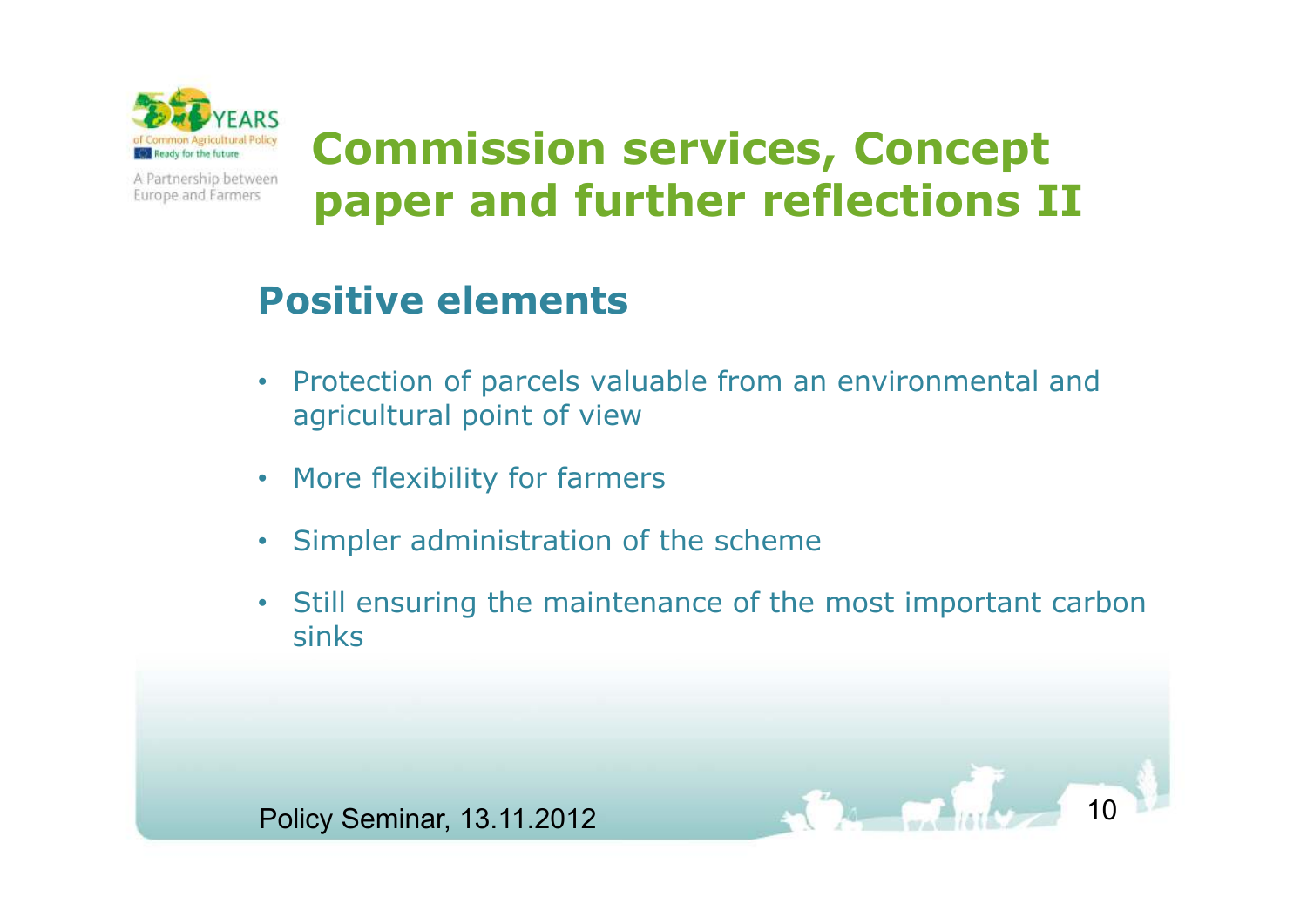# Commission services, Concept paper and further reflections II

## Positive elements

- Protection of parcels valuable from an environmental and agricultural point of view
- More flexibility for farmers
- Simpler administration of the scheme
- Still ensuring the maintenance of the most important carbon sinks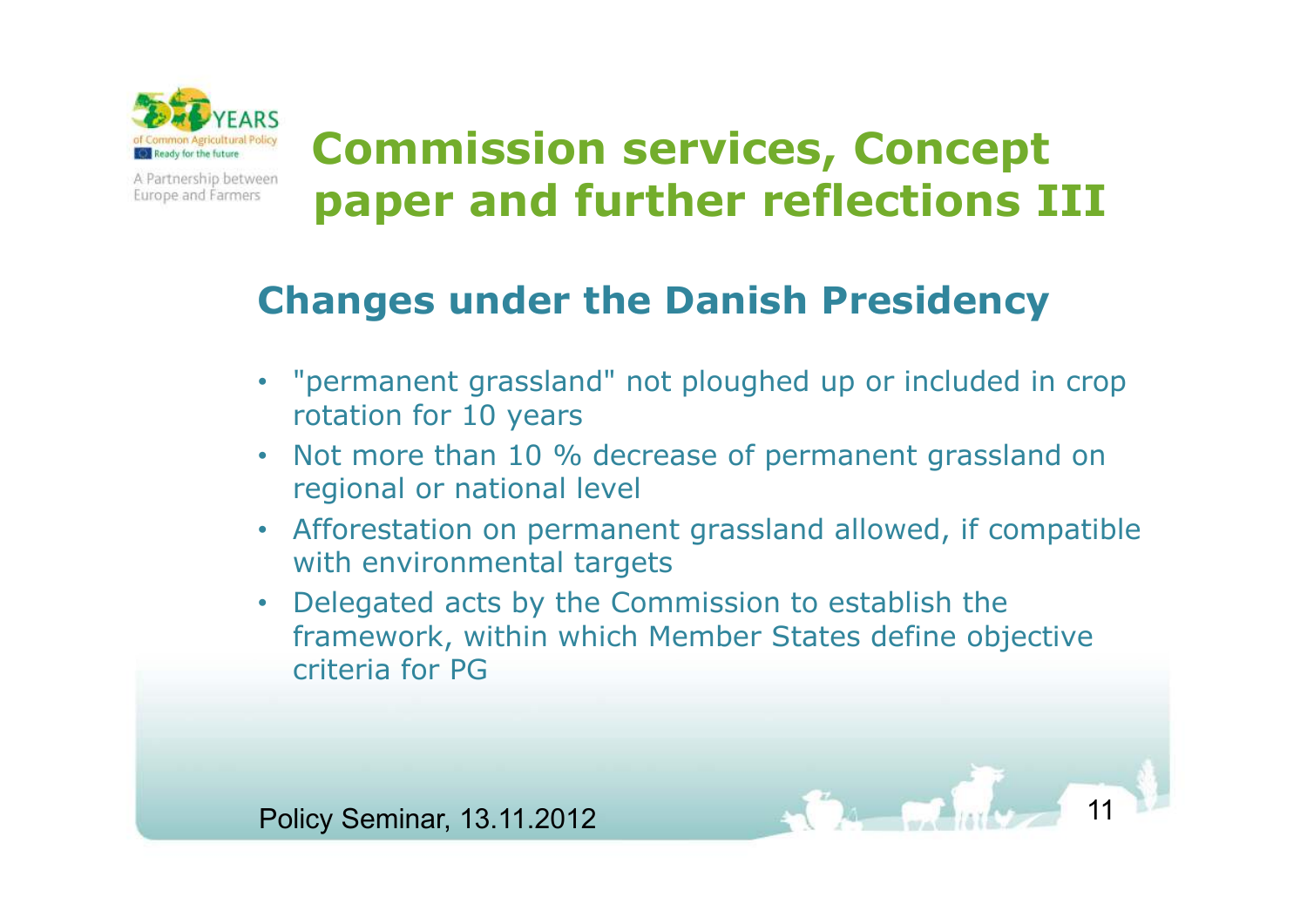# Commission services, Concept paper and further reflections III

## Changes under the Danish Presidency

- "permanent grassland" not ploughed up or included in crop rotation for 10 years
- Not more than 10 % decrease of permanent grassland on regional or national level
- Afforestation on permanent grassland allowed, if compatible with environmental targets
- Delegated acts by the Commission to establish the framework, within which Member States define objective criteria for PG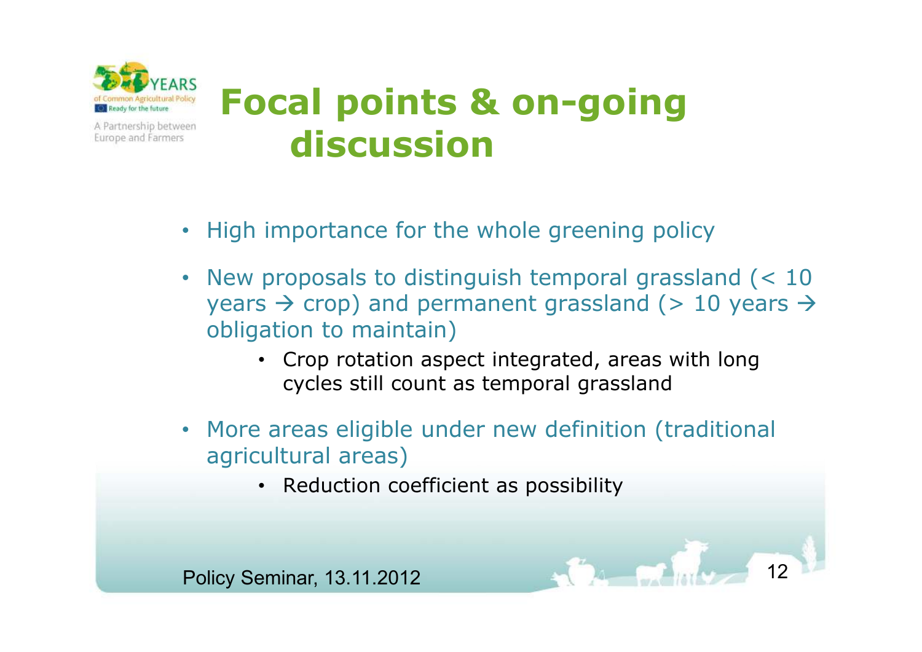# Focal points & on-going discussion

- High importance for the whole greening policy
- New proposals to distinguish temporal grassland (< 10 years → crop) and permanent grassland (> 10 years → obligation to maintain)
  - Crop rotation aspect integrated, areas with long cycles still count as temporal grassland
- More areas eligible under new definition (traditional agricultural areas)
  - Reduction coefficient as possibility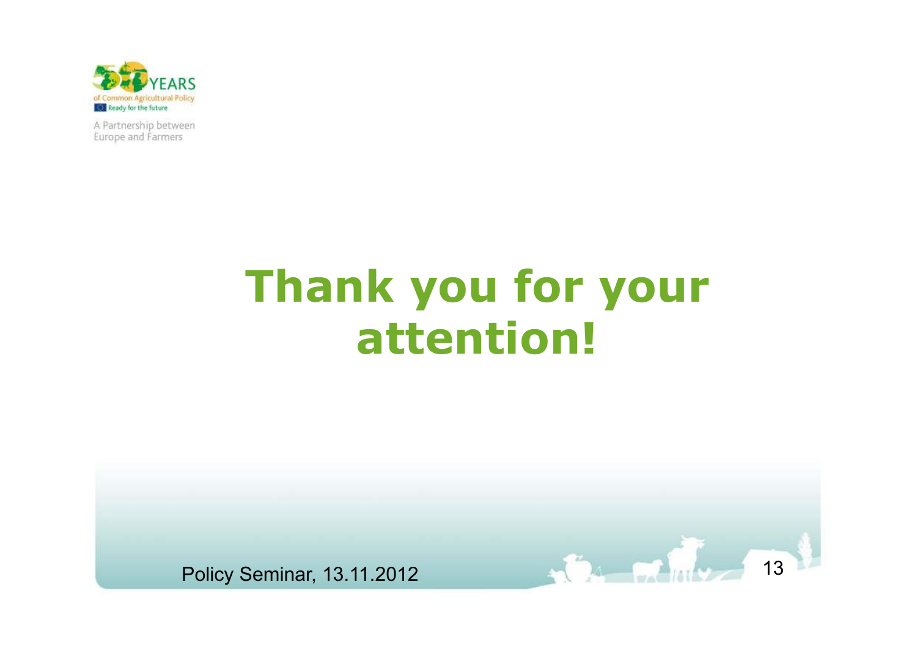YEARS
of Common Agricultural Policy
Ready for the future

A Partnership between
Europe and Farmers

# Thank you for your attention!

Policy Seminar, 13.11.2012